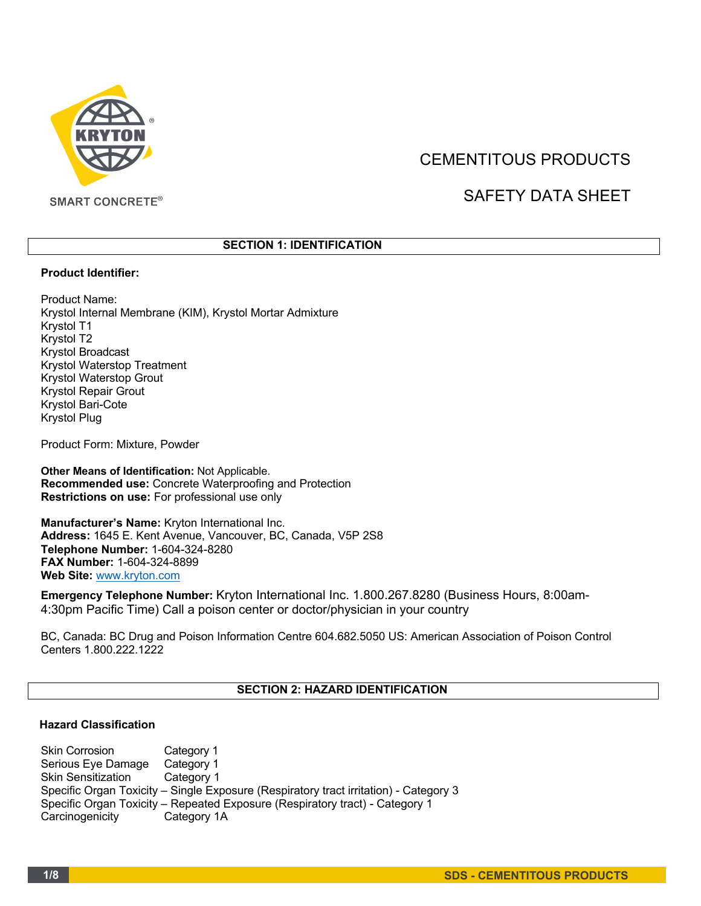KRYTON

SMART CONCRETE®

# CEMENTITOUS PRODUCTS

# SAFETY DATA SHEET

## SECTION 1: IDENTIFICATION

**Product Identifier:**

Product Name:
Krystol Internal Membrane (KIM), Krystol Mortar Admixture
Krystol T1
Krystol T2
Krystol Broadcast
Krystol Waterstop Treatment
Krystol Waterstop Grout
Krystol Repair Grout
Krystol Bari-Cote
Krystol Plug

Product Form: Mixture, Powder

**Other Means of Identification:** Not Applicable.
**Recommended use:** Concrete Waterproofing and Protection
**Restrictions on use:** For professional use only

**Manufacturer's Name:** Kryton International Inc.
**Address:** 1645 E. Kent Avenue, Vancouver, BC, Canada, V5P 2S8
**Telephone Number:** 1-604-324-8280
**FAX Number:** 1-604-324-8899
**Web Site:** www.kryton.com

**Emergency Telephone Number:** Kryton International Inc. 1.800.267.8280 (Business Hours, 8:00am-4:30pm Pacific Time) Call a poison center or doctor/physician in your country

BC, Canada: BC Drug and Poison Information Centre 604.682.5050 US: American Association of Poison Control Centers 1.800.222.1222

## SECTION 2: HAZARD IDENTIFICATION

**Hazard Classification**

Skin Corrosion Category 1
Serious Eye Damage Category 1
Skin Sensitization Category 1
Specific Organ Toxicity – Single Exposure (Respiratory tract irritation) - Category 3
Specific Organ Toxicity – Repeated Exposure (Respiratory tract) - Category 1
Carcinogenicity Category 1A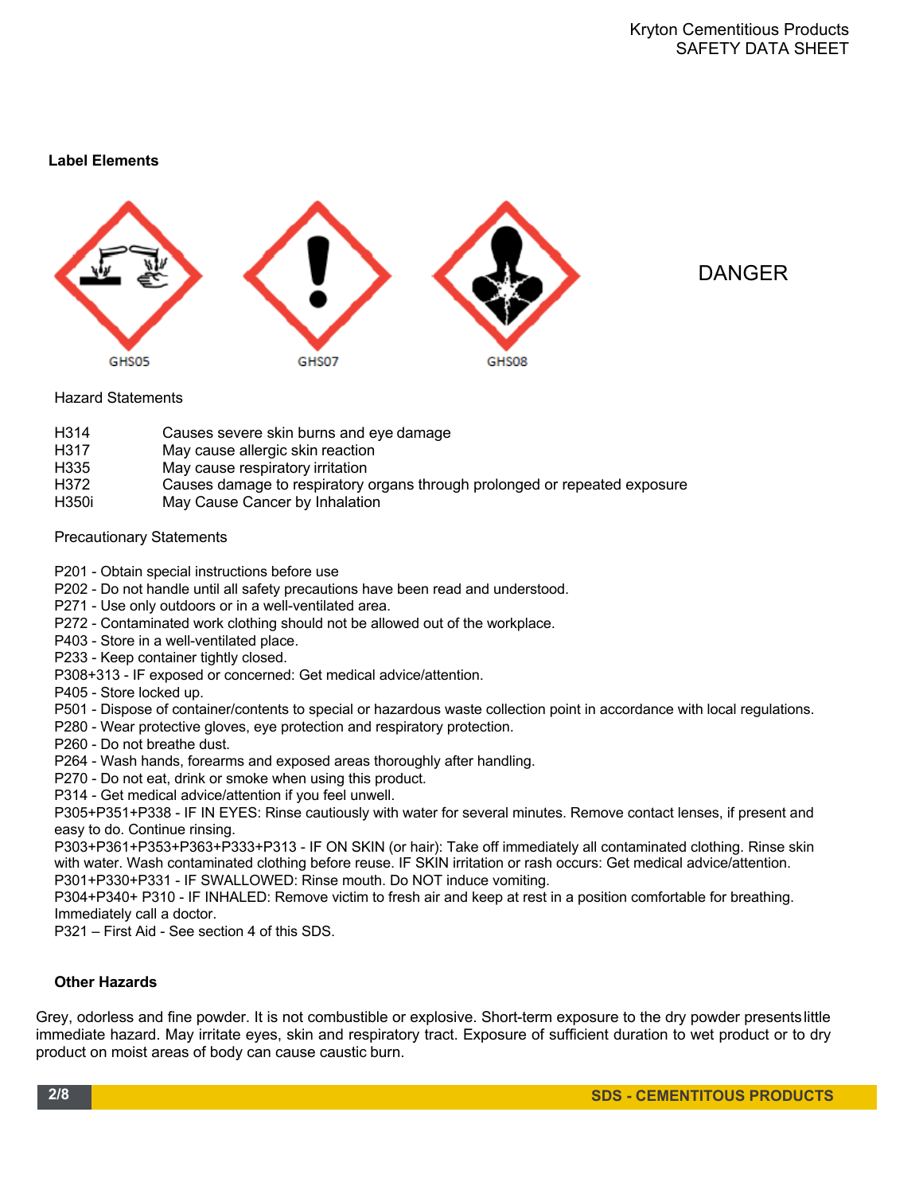### Label Elements

GHS05 GHS07 GHS08

DANGER

Hazard Statements

| | |
|---|---|
| H314 | Causes severe skin burns and eye damage |
| H317 | May cause allergic skin reaction |
| H335 | May cause respiratory irritation |
| H372 | Causes damage to respiratory organs through prolonged or repeated exposure |
| H350i | May Cause Cancer by Inhalation |

Precautionary Statements

P201 - Obtain special instructions before use
P202 - Do not handle until all safety precautions have been read and understood.
P271 - Use only outdoors or in a well-ventilated area.
P272 - Contaminated work clothing should not be allowed out of the workplace.
P403 - Store in a well-ventilated place.
P233 - Keep container tightly closed.
P308+313 - IF exposed or concerned: Get medical advice/attention.
P405 - Store locked up.
P501 - Dispose of container/contents to special or hazardous waste collection point in accordance with local regulations.
P280 - Wear protective gloves, eye protection and respiratory protection.
P260 - Do not breathe dust.
P264 - Wash hands, forearms and exposed areas thoroughly after handling.
P270 - Do not eat, drink or smoke when using this product.
P314 - Get medical advice/attention if you feel unwell.
P305+P351+P338 - IF IN EYES: Rinse cautiously with water for several minutes. Remove contact lenses, if present and easy to do. Continue rinsing.
P303+P361+P353+P363+P333+P313 - IF ON SKIN (or hair): Take off immediately all contaminated clothing. Rinse skin with water. Wash contaminated clothing before reuse. IF SKIN irritation or rash occurs: Get medical advice/attention.
P301+P330+P331 - IF SWALLOWED: Rinse mouth. Do NOT induce vomiting.
P304+P340+ P310 - IF INHALED: Remove victim to fresh air and keep at rest in a position comfortable for breathing. Immediately call a doctor.
P321 – First Aid - See section 4 of this SDS.

### Other Hazards

Grey, odorless and fine powder. It is not combustible or explosive. Short-term exposure to the dry powder presents little immediate hazard. May irritate eyes, skin and respiratory tract. Exposure of sufficient duration to wet product or to dry product on moist areas of body can cause caustic burn.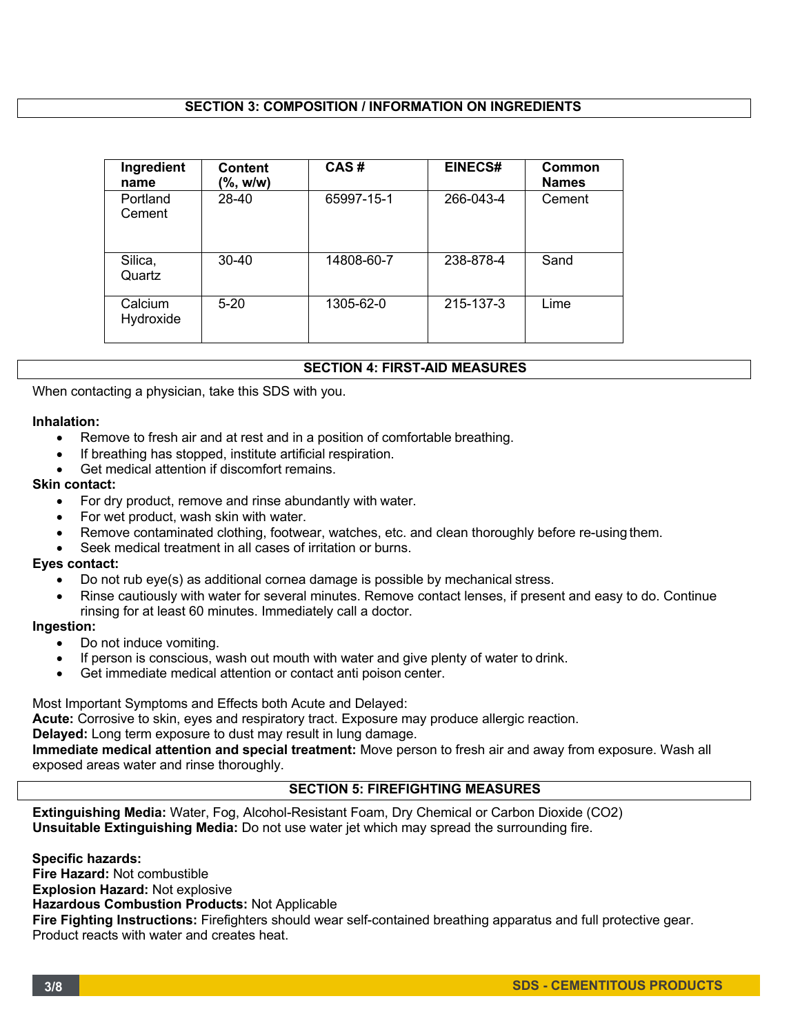## SECTION 3: COMPOSITION / INFORMATION ON INGREDIENTS

| Ingredient name | Content (%, w/w) | CAS # | EINECS# | Common Names |
|---|---|---|---|---|
| Portland Cement | 28-40 | 65997-15-1 | 266-043-4 | Cement |
| Silica, Quartz | 30-40 | 14808-60-7 | 238-878-4 | Sand |
| Calcium Hydroxide | 5-20 | 1305-62-0 | 215-137-3 | Lime |

## SECTION 4: FIRST-AID MEASURES

When contacting a physician, take this SDS with you.

**Inhalation:**

- Remove to fresh air and at rest and in a position of comfortable breathing.
- If breathing has stopped, institute artificial respiration.
- Get medical attention if discomfort remains.

**Skin contact:**

- For dry product, remove and rinse abundantly with water.
- For wet product, wash skin with water.
- Remove contaminated clothing, footwear, watches, etc. and clean thoroughly before re-using them.
- Seek medical treatment in all cases of irritation or burns.

**Eyes contact:**

- Do not rub eye(s) as additional cornea damage is possible by mechanical stress.
- Rinse cautiously with water for several minutes. Remove contact lenses, if present and easy to do. Continue rinsing for at least 60 minutes. Immediately call a doctor.

**Ingestion:**

- Do not induce vomiting.
- If person is conscious, wash out mouth with water and give plenty of water to drink.
- Get immediate medical attention or contact anti poison center.

Most Important Symptoms and Effects both Acute and Delayed:
**Acute:** Corrosive to skin, eyes and respiratory tract. Exposure may produce allergic reaction.
**Delayed:** Long term exposure to dust may result in lung damage.
**Immediate medical attention and special treatment:** Move person to fresh air and away from exposure. Wash all exposed areas water and rinse thoroughly.

## SECTION 5: FIREFIGHTING MEASURES

**Extinguishing Media:** Water, Fog, Alcohol-Resistant Foam, Dry Chemical or Carbon Dioxide ($CO_2$)
**Unsuitable Extinguishing Media:** Do not use water jet which may spread the surrounding fire.

**Specific hazards:**
**Fire Hazard:** Not combustible
**Explosion Hazard:** Not explosive
**Hazardous Combustion Products:** Not Applicable
**Fire Fighting Instructions:** Firefighters should wear self-contained breathing apparatus and full protective gear. Product reacts with water and creates heat.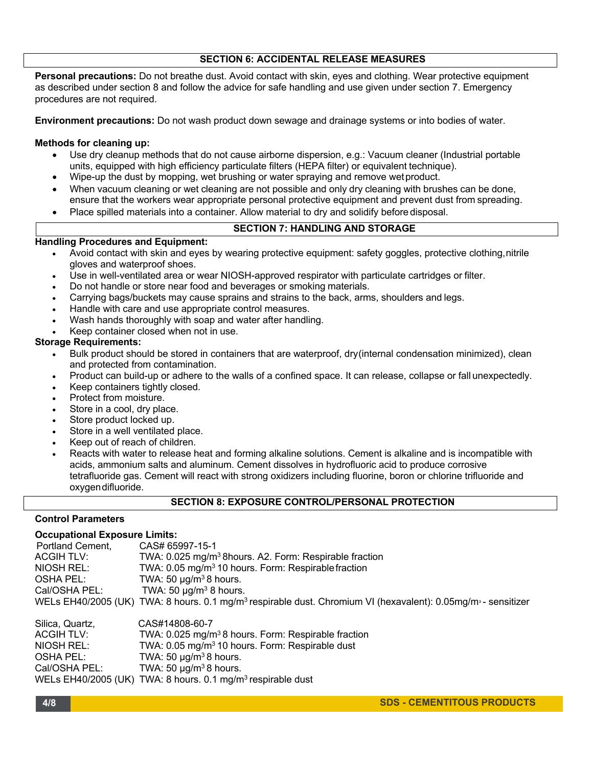## SECTION 6: ACCIDENTAL RELEASE MEASURES

**Personal precautions:** Do not breathe dust. Avoid contact with skin, eyes and clothing. Wear protective equipment as described under section 8 and follow the advice for safe handling and use given under section 7. Emergency procedures are not required.

**Environment precautions:** Do not wash product down sewage and drainage systems or into bodies of water.

**Methods for cleaning up:**

- Use dry cleanup methods that do not cause airborne dispersion, e.g.: Vacuum cleaner (Industrial portable units, equipped with high efficiency particulate filters (HEPA filter) or equivalent technique).
- Wipe-up the dust by mopping, wet brushing or water spraying and remove wet product.
- When vacuum cleaning or wet cleaning are not possible and only dry cleaning with brushes can be done, ensure that the workers wear appropriate personal protective equipment and prevent dust from spreading.
- Place spilled materials into a container. Allow material to dry and solidify before disposal.

## SECTION 7: HANDLING AND STORAGE

**Handling Procedures and Equipment:**

- Avoid contact with skin and eyes by wearing protective equipment: safety goggles, protective clothing, nitrile gloves and waterproof shoes.
- Use in well-ventilated area or wear NIOSH-approved respirator with particulate cartridges or filter.
- Do not handle or store near food and beverages or smoking materials.
- Carrying bags/buckets may cause sprains and strains to the back, arms, shoulders and legs.
- Handle with care and use appropriate control measures.
- Wash hands thoroughly with soap and water after handling.
- Keep container closed when not in use.

**Storage Requirements:**

- Bulk product should be stored in containers that are waterproof, dry (internal condensation minimized), clean and protected from contamination.
- Product can build-up or adhere to the walls of a confined space. It can release, collapse or fall unexpectedly.
- Keep containers tightly closed.
- Protect from moisture.
- Store in a cool, dry place.
- Store product locked up.
- Store in a well ventilated place.
- Keep out of reach of children.
- Reacts with water to release heat and forming alkaline solutions. Cement is alkaline and is incompatible with acids, ammonium salts and aluminum. Cement dissolves in hydrofluoric acid to produce corrosive tetrafluoride gas. Cement will react with strong oxidizers including fluorine, boron or chlorine trifluoride and oxygen difluoride.

## SECTION 8: EXPOSURE CONTROL/PERSONAL PROTECTION

**Control Parameters**

**Occupational Exposure Limits:**

| Portland Cement, | CAS# 65997-15-1 |
|---|---|
| ACGIH TLV: | TWA: 0.025 mg/m³ 8hours. A2. Form: Respirable fraction |
| NIOSH REL: | TWA: 0.05 mg/m³ 10 hours. Form: Respirable fraction |
| OSHA PEL: | TWA: 50 µg/m³ 8 hours. |
| Cal/OSHA PEL: | TWA: 50 µg/m³ 8 hours. |
| WELs EH40/2005 (UK) | TWA: 8 hours. 0.1 mg/m³ respirable dust. Chromium VI (hexavalent): 0.05mg/m³ - sensitizer |

| Silica, Quartz, | CAS#14808-60-7 |
|---|---|
| ACGIH TLV: | TWA: 0.025 mg/m³ 8 hours. Form: Respirable fraction |
| NIOSH REL: | TWA: 0.05 mg/m³ 10 hours. Form: Respirable dust |
| OSHA PEL: | TWA: 50 µg/m³ 8 hours. |
| Cal/OSHA PEL: | TWA: 50 µg/m³ 8 hours. |
| WELs EH40/2005 (UK) | TWA: 8 hours. 0.1 mg/m³ respirable dust |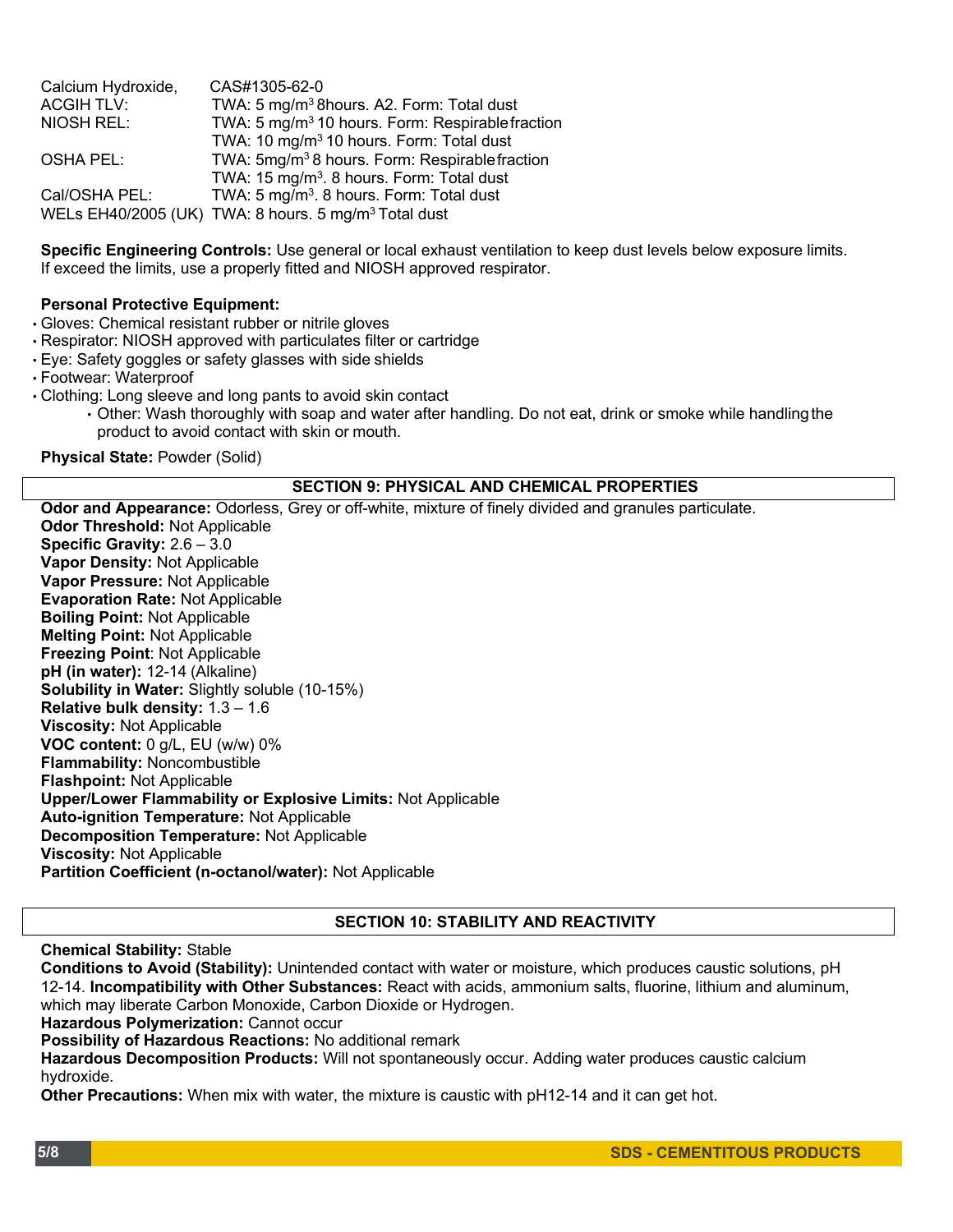Calcium Hydroxide, CAS#1305-62-0

| | |
|---|---|
| ACGIH TLV: | TWA: 5 $mg/m^3$ 8hours. A2. Form: Total dust |
| NIOSH REL: | TWA: 5 $mg/m^3$ 10 hours. Form: Respirable fraction |
| | TWA: 10 $mg/m^3$ 10 hours. Form: Total dust |
| OSHA PEL: | TWA: 5$mg/m^3$ 8 hours. Form: Respirable fraction |
| | TWA: 15 $mg/m^3$. 8 hours. Form: Total dust |
| Cal/OSHA PEL: | TWA: 5 $mg/m^3$. 8 hours. Form: Total dust |
| WELs EH40/2005 (UK) | TWA: 8 hours. 5 $mg/m^3$ Total dust |

**Specific Engineering Controls:** Use general or local exhaust ventilation to keep dust levels below exposure limits. If exceed the limits, use a properly fitted and NIOSH approved respirator.

**Personal Protective Equipment:**

- Gloves: Chemical resistant rubber or nitrile gloves
- Respirator: NIOSH approved with particulates filter or cartridge
- Eye: Safety goggles or safety glasses with side shields
- Footwear: Waterproof
- Clothing: Long sleeve and long pants to avoid skin contact
    - Other: Wash thoroughly with soap and water after handling. Do not eat, drink or smoke while handling the product to avoid contact with skin or mouth.

**Physical State:** Powder (Solid)

## SECTION 9: PHYSICAL AND CHEMICAL PROPERTIES

**Odor and Appearance:** Odorless, Grey or off-white, mixture of finely divided and granules particulate.
**Odor Threshold:** Not Applicable
**Specific Gravity:** 2.6 – 3.0
**Vapor Density:** Not Applicable
**Vapor Pressure:** Not Applicable
**Evaporation Rate:** Not Applicable
**Boiling Point:** Not Applicable
**Melting Point:** Not Applicable
**Freezing Point**: Not Applicable
**pH (in water):** 12-14 (Alkaline)
**Solubility in Water:** Slightly soluble (10-15%)
**Relative bulk density:** 1.3 – 1.6
**Viscosity:** Not Applicable
**VOC content:** 0 g/L, EU (w/w) 0%
**Flammability:** Noncombustible
**Flashpoint:** Not Applicable
**Upper/Lower Flammability or Explosive Limits:** Not Applicable
**Auto-ignition Temperature:** Not Applicable
**Decomposition Temperature:** Not Applicable
**Viscosity:** Not Applicable
**Partition Coefficient (n-octanol/water):** Not Applicable

## SECTION 10: STABILITY AND REACTIVITY

**Chemical Stability:** Stable
**Conditions to Avoid (Stability):** Unintended contact with water or moisture, which produces caustic solutions, pH 12-14. **Incompatibility with Other Substances:** React with acids, ammonium salts, fluorine, lithium and aluminum, which may liberate Carbon Monoxide, Carbon Dioxide or Hydrogen.
**Hazardous Polymerization:** Cannot occur
**Possibility of Hazardous Reactions:** No additional remark
**Hazardous Decomposition Products:** Will not spontaneously occur. Adding water produces caustic calcium hydroxide.
**Other Precautions:** When mix with water, the mixture is caustic with pH12-14 and it can get hot.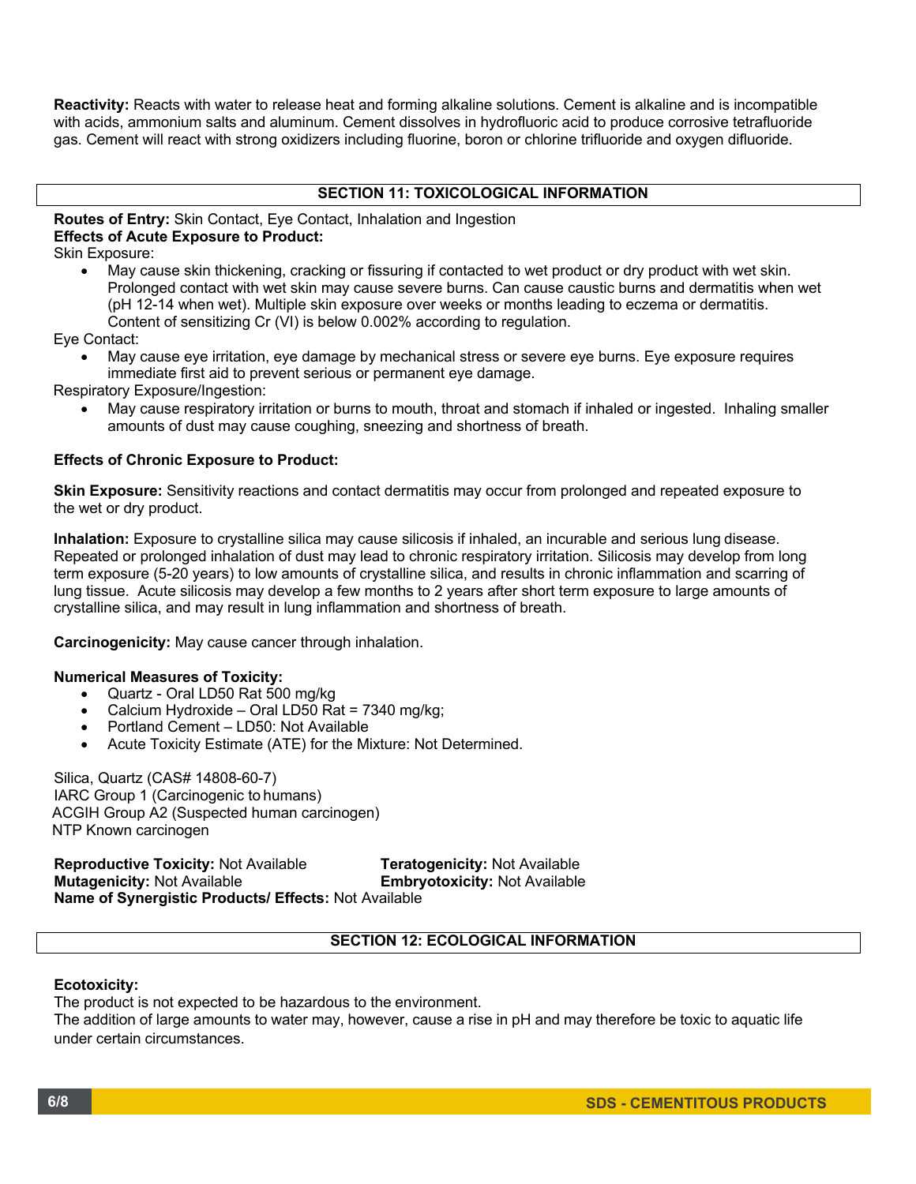**Reactivity:** Reacts with water to release heat and forming alkaline solutions. Cement is alkaline and is incompatible with acids, ammonium salts and aluminum. Cement dissolves in hydrofluoric acid to produce corrosive tetrafluoride gas. Cement will react with strong oxidizers including fluorine, boron or chlorine trifluoride and oxygen difluoride.

## SECTION 11: TOXICOLOGICAL INFORMATION

**Routes of Entry:** Skin Contact, Eye Contact, Inhalation and Ingestion
**Effects of Acute Exposure to Product:**
Skin Exposure:

- May cause skin thickening, cracking or fissuring if contacted to wet product or dry product with wet skin. Prolonged contact with wet skin may cause severe burns. Can cause caustic burns and dermatitis when wet (pH 12-14 when wet). Multiple skin exposure over weeks or months leading to eczema or dermatitis. Content of sensitizing Cr (VI) is below 0.002% according to regulation.

Eye Contact:

- May cause eye irritation, eye damage by mechanical stress or severe eye burns. Eye exposure requires immediate first aid to prevent serious or permanent eye damage.

Respiratory Exposure/Ingestion:

- May cause respiratory irritation or burns to mouth, throat and stomach if inhaled or ingested. Inhaling smaller amounts of dust may cause coughing, sneezing and shortness of breath.

**Effects of Chronic Exposure to Product:**

**Skin Exposure:** Sensitivity reactions and contact dermatitis may occur from prolonged and repeated exposure to the wet or dry product.

**Inhalation:** Exposure to crystalline silica may cause silicosis if inhaled, an incurable and serious lung disease. Repeated or prolonged inhalation of dust may lead to chronic respiratory irritation. Silicosis may develop from long term exposure (5-20 years) to low amounts of crystalline silica, and results in chronic inflammation and scarring of lung tissue. Acute silicosis may develop a few months to 2 years after short term exposure to large amounts of crystalline silica, and may result in lung inflammation and shortness of breath.

**Carcinogenicity:** May cause cancer through inhalation.

**Numerical Measures of Toxicity:**

- Quartz - Oral LD50 Rat 500 mg/kg
- Calcium Hydroxide – Oral LD50 Rat = 7340 mg/kg;
- Portland Cement – LD50: Not Available
- Acute Toxicity Estimate (ATE) for the Mixture: Not Determined.

Silica, Quartz (CAS# 14808-60-7)
IARC Group 1 (Carcinogenic to humans)
ACGIH Group A2 (Suspected human carcinogen)
NTP Known carcinogen

**Reproductive Toxicity:** Not Available
**Teratogenicity:** Not Available
**Mutagenicity:** Not Available
**Embryotoxicity:** Not Available
**Name of Synergistic Products/ Effects:** Not Available

## SECTION 12: ECOLOGICAL INFORMATION

**Ecotoxicity:**
The product is not expected to be hazardous to the environment.
The addition of large amounts to water may, however, cause a rise in pH and may therefore be toxic to aquatic life under certain circumstances.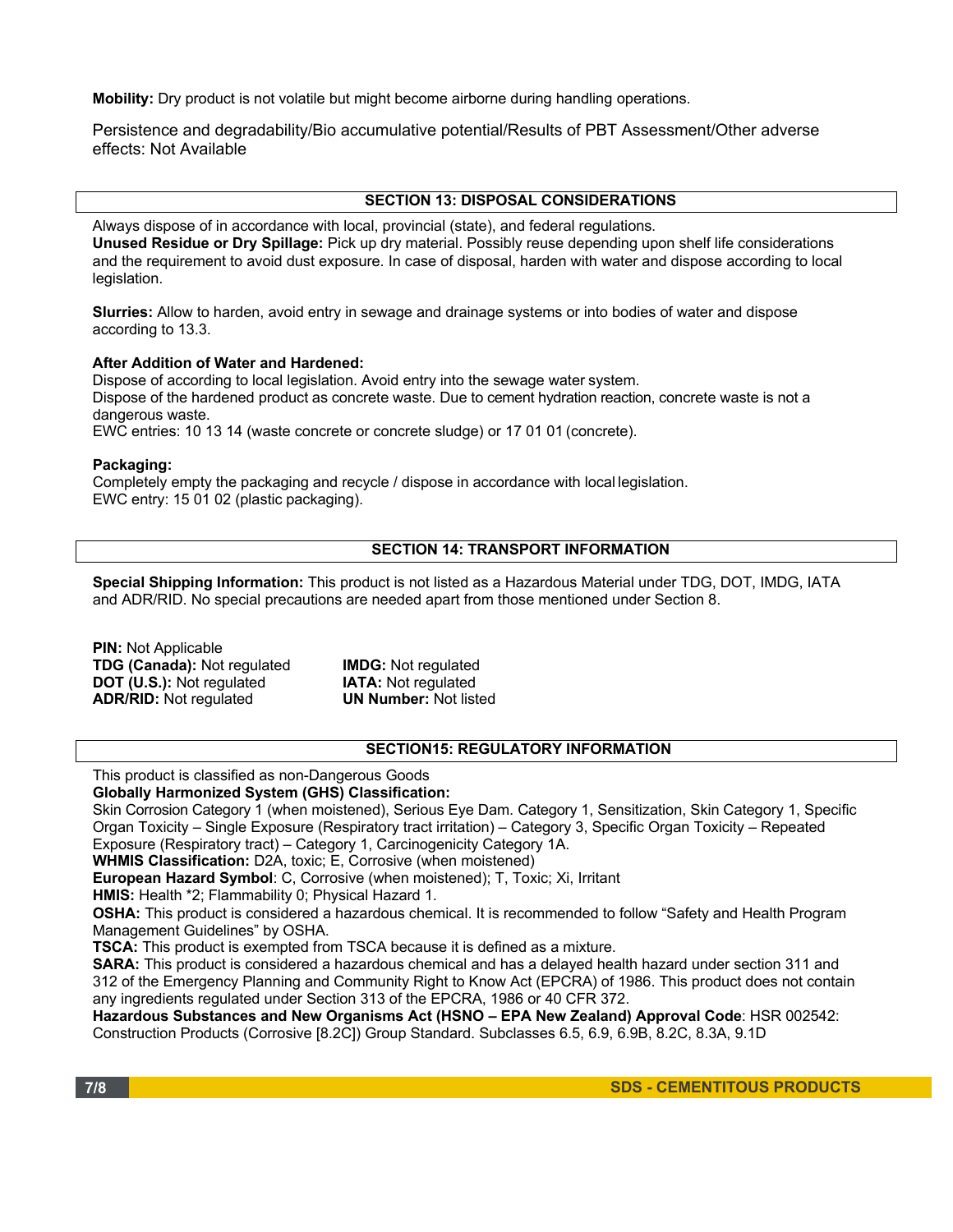**Mobility:** Dry product is not volatile but might become airborne during handling operations.

Persistence and degradability/Bio accumulative potential/Results of PBT Assessment/Other adverse effects: Not Available

## SECTION 13: DISPOSAL CONSIDERATIONS

Always dispose of in accordance with local, provincial (state), and federal regulations.
**Unused Residue or Dry Spillage:** Pick up dry material. Possibly reuse depending upon shelf life considerations and the requirement to avoid dust exposure. In case of disposal, harden with water and dispose according to local legislation.

**Slurries:** Allow to harden, avoid entry in sewage and drainage systems or into bodies of water and dispose according to 13.3.

**After Addition of Water and Hardened:**
Dispose of according to local legislation. Avoid entry into the sewage water system.
Dispose of the hardened product as concrete waste. Due to cement hydration reaction, concrete waste is not a dangerous waste.
EWC entries: 10 13 14 (waste concrete or concrete sludge) or 17 01 01 (concrete).

**Packaging:**
Completely empty the packaging and recycle / dispose in accordance with local legislation.
EWC entry: 15 01 02 (plastic packaging).

## SECTION 14: TRANSPORT INFORMATION

**Special Shipping Information:** This product is not listed as a Hazardous Material under TDG, DOT, IMDG, IATA and ADR/RID. No special precautions are needed apart from those mentioned under Section 8.

**PIN:** Not Applicable
**TDG (Canada):** Not regulated
**DOT (U.S.):** Not regulated
**ADR/RID:** Not regulated
**IMDG:** Not regulated
**IATA:** Not regulated
**UN Number:** Not listed

## SECTION15: REGULATORY INFORMATION

This product is classified as non-Dangerous Goods
**Globally Harmonized System (GHS) Classification:**
Skin Corrosion Category 1 (when moistened), Serious Eye Dam. Category 1, Sensitization, Skin Category 1, Specific Organ Toxicity – Single Exposure (Respiratory tract irritation) – Category 3, Specific Organ Toxicity – Repeated Exposure (Respiratory tract) – Category 1, Carcinogenicity Category 1A.
**WHMIS Classification:** D2A, toxic; E, Corrosive (when moistened)
**European Hazard Symbol**: C, Corrosive (when moistened); T, Toxic; Xi, Irritant
**HMIS:** Health *2; Flammability 0; Physical Hazard 1.
**OSHA:** This product is considered a hazardous chemical. It is recommended to follow "Safety and Health Program Management Guidelines" by OSHA.
**TSCA:** This product is exempted from TSCA because it is defined as a mixture.
**SARA:** This product is considered a hazardous chemical and has a delayed health hazard under section 311 and 312 of the Emergency Planning and Community Right to Know Act (EPCRA) of 1986. This product does not contain any ingredients regulated under Section 313 of the EPCRA, 1986 or 40 CFR 372.
**Hazardous Substances and New Organisms Act (HSNO – EPA New Zealand) Approval Code**: HSR 002542: Construction Products (Corrosive [8.2C]) Group Standard. Subclasses 6.5, 6.9, 6.9B, 8.2C, 8.3A, 9.1D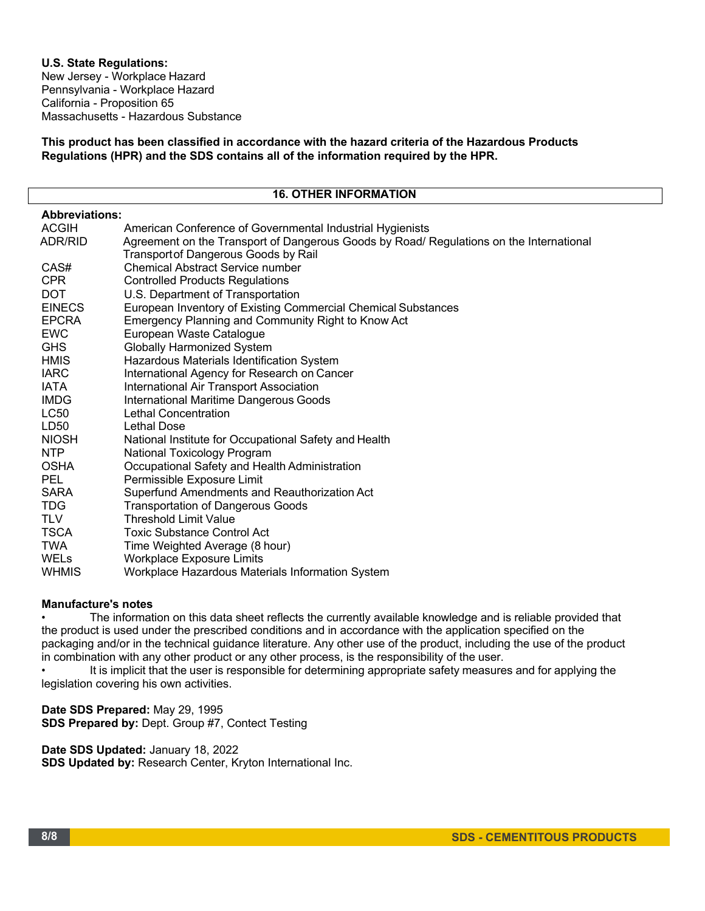**U.S. State Regulations:**
New Jersey - Workplace Hazard
Pennsylvania - Workplace Hazard
California - Proposition 65
Massachusetts - Hazardous Substance

**This product has been classified in accordance with the hazard criteria of the Hazardous Products Regulations (HPR) and the SDS contains all of the information required by the HPR.**

## 16. OTHER INFORMATION

**Abbreviations:**

| | |
|---|---|
| ACGIH | American Conference of Governmental Industrial Hygienists |
| ADR/RID | Agreement on the Transport of Dangerous Goods by Road/ Regulations on the International Transport of Dangerous Goods by Rail |
| CAS# | Chemical Abstract Service number |
| CPR | Controlled Products Regulations |
| DOT | U.S. Department of Transportation |
| EINECS | European Inventory of Existing Commercial Chemical Substances |
| EPCRA | Emergency Planning and Community Right to Know Act |
| EWC | European Waste Catalogue |
| GHS | Globally Harmonized System |
| HMIS | Hazardous Materials Identification System |
| IARC | International Agency for Research on Cancer |
| IATA | International Air Transport Association |
| IMDG | International Maritime Dangerous Goods |
| LC50 | Lethal Concentration |
| LD50 | Lethal Dose |
| NIOSH | National Institute for Occupational Safety and Health |
| NTP | National Toxicology Program |
| OSHA | Occupational Safety and Health Administration |
| PEL | Permissible Exposure Limit |
| SARA | Superfund Amendments and Reauthorization Act |
| TDG | Transportation of Dangerous Goods |
| TLV | Threshold Limit Value |
| TSCA | Toxic Substance Control Act |
| TWA | Time Weighted Average (8 hour) |
| WELs | Workplace Exposure Limits |
| WHMIS | Workplace Hazardous Materials Information System |

**Manufacture's notes**

- The information on this data sheet reflects the currently available knowledge and is reliable provided that the product is used under the prescribed conditions and in accordance with the application specified on the packaging and/or in the technical guidance literature. Any other use of the product, including the use of the product in combination with any other product or any other process, is the responsibility of the user.
- It is implicit that the user is responsible for determining appropriate safety measures and for applying the legislation covering his own activities.

**Date SDS Prepared:** May 29, 1995
**SDS Prepared by:** Dept. Group #7, Contect Testing

**Date SDS Updated:** January 18, 2022
**SDS Updated by:** Research Center, Kryton International Inc.